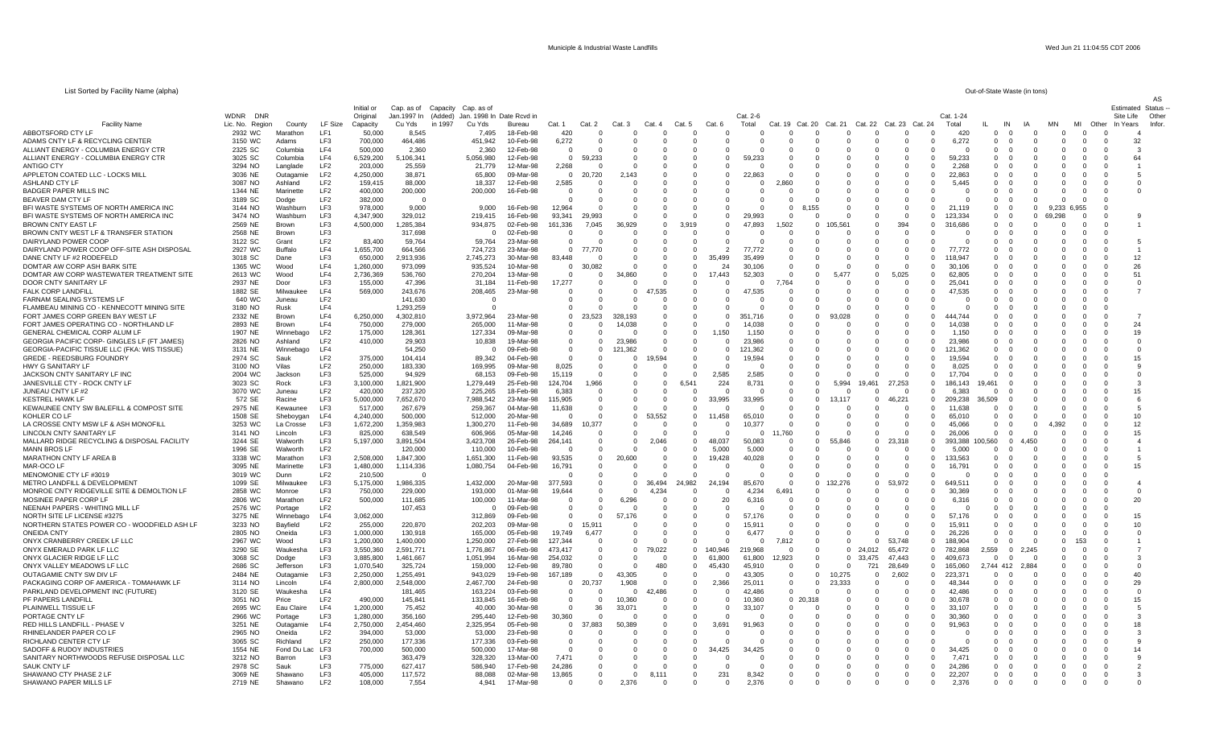List Sorted by Facility Name (alpha)

Out-of-State Waste (in tons)

| Facility Name | WDNR Lic. No. | DNR Region | County | LF Size | Initial or Original Capacity | Cap. as of Jan.1997 In Cu Yds | Capacity (Added) in 1997 | Cap. as of Jan. 1998 In Cu Yds | Date Rcvd in Bureau | Cat. 1 | Cat. 2 | Cat. 3 | Cat. 4 | Cat. 5 | Cat. 6 | Cat. 2-6 Total | Cat. 19 | Cat. 20 | Cat. 21 | Cat. 22 | Cat. 23 | Cat. 24 | Cat. 1-24 Total | IL | IN | IA | MN | MI | Other | Estimated Site Life In Years | AS Status -- Other Infor. |
|---|---|---|---|---|---|---|---|---|---|---|---|---|---|---|---|---|---|---|---|---|---|---|---|---|---|---|---|---|---|---|---|
| ABBOTSFORD CTY LF | 2932 | WC | Marathon | LF1 | 50,000 | 8,545 | | 7,495 | 18-Feb-98 | 420 | 0 | 0 | 0 | 0 | 0 | 0 | 0 | 0 | 0 | 0 | 0 | 0 | 420 | 0 | 0 | 0 | 0 | 0 | 0 | 4 | |
| ADAMS CNTY LF & RECYCLING CENTER | 3150 | WC | Adams | LF3 | 700,000 | 464,486 | | 451,942 | 10-Feb-98 | 6,272 | 0 | 0 | 0 | 0 | 0 | 0 | 0 | 0 | 0 | 0 | 0 | 0 | 6,272 | 0 | 0 | 0 | 0 | 0 | 0 | 32 | |
| ALLIANT ENERGY - COLUMBIA ENERGY CTR | 2325 | SC | Columbia | LF4 | 500,000 | 2,360 | | 2,360 | 12-Feb-98 | 0 | 0 | 0 | 0 | 0 | 0 | 0 | 0 | 0 | 0 | 0 | 0 | 0 | 0 | 0 | 0 | 0 | 0 | 0 | 0 | 3 | |
| ALLIANT ENERGY - COLUMBIA ENERGY CTR | 3025 | SC | Columbia | LF4 | 6,529,200 | 5,106,341 | | 5,056,980 | 12-Feb-98 | 0 | 59,233 | 0 | 0 | 0 | 0 | 59,233 | 0 | 0 | 0 | 0 | 0 | 0 | 59,233 | 0 | 0 | 0 | 0 | 0 | 0 | 64 | |
| ANTIGO CTY | 3294 | NO | Langlade | LF2 | 203,000 | 25,559 | | 21,779 | 12-Mar-98 | 2,268 | 0 | 0 | 0 | 0 | 0 | 0 | 0 | 0 | 0 | 0 | 0 | 0 | 2,268 | 0 | 0 | 0 | 0 | 0 | 0 | 1 | |
| APPLETON COATED LLC - LOCKS MILL | 3036 | NE | Outagamie | LF2 | 4,250,000 | 38,871 | | 65,800 | 09-Mar-98 | 0 | 20,720 | 2,143 | 0 | 0 | 0 | 22,863 | 0 | 0 | 0 | 0 | 0 | 0 | 22,863 | 0 | 0 | 0 | 0 | 0 | 0 | 5 | |
| ASHLAND CTY LF | 3087 | NO | Ashland | LF2 | 159,415 | 88,000 | | 18,337 | 12-Feb-98 | 2,585 | 0 | 0 | 0 | 0 | 0 | 0 | 2,860 | 0 | 0 | 0 | 0 | 0 | 5,445 | 0 | 0 | 0 | 0 | 0 | 0 | 0 | |
| BADGER PAPER MILLS INC | 1344 | NE | Marinette | LF2 | 400,000 | 200,000 | | 200,000 | 16-Feb-98 | 0 | 0 | 0 | 0 | 0 | 0 | 0 | 0 | 0 | 0 | 0 | 0 | 0 | 0 | 0 | 0 | 0 | 0 | 0 | 0 | 0 | |
| BEAVER DAM CTY LF | 3189 | SC | Dodge | LF2 | 382,000 | 0 | | | | 0 | 0 | 0 | 0 | 0 | 0 | 0 | 0 | 0 | 0 | 0 | 0 | 0 | 0 | 0 | 0 | 0 | 0 | 0 | 0 | | |
| BFI WASTE SYSTEMS OF NORTH AMERICA INC | 3144 | NO | Washburn | LF3 | 978,000 | 9,000 | | 9,000 | 16-Feb-98 | 12,964 | 0 | 0 | 0 | 0 | 0 | 0 | 0 | 8,155 | 0 | 0 | 0 | 0 | 21,119 | 0 | 0 | 0 | 9,233 | 6,955 | 0 | | |
| BFI WASTE SYSTEMS OF NORTH AMERICA INC | 3474 | NO | Washburn | LF3 | 4,347,900 | 329,012 | | 219,415 | 16-Feb-98 | 93,341 | 29,993 | 0 | 0 | 0 | 0 | 29,993 | 0 | 0 | 0 | 0 | 0 | 0 | 123,334 | 0 | 0 | 0 | 69,298 | 0 | 0 | 9 | |
| BROWN CNTY EAST LF | 2569 | NE | Brown | LF3 | 4,500,000 | 1,285,384 | | 934,875 | 02-Feb-98 | 161,336 | 7,045 | 36,929 | 0 | 3,919 | 0 | 47,893 | 1,502 | 0 | 105,561 | 0 | 394 | 0 | 316,686 | 0 | 0 | 0 | 0 | 0 | 0 | 1 | |
| BROWN CNTY WEST LF & TRANSFER STATION | 2568 | NE | Brown | LF3 | | 317,698 | | 0 | 02-Feb-98 | 0 | 0 | 0 | 0 | 0 | 0 | 0 | 0 | 0 | 0 | 0 | 0 | 0 | 0 | 0 | 0 | 0 | 0 | 0 | 0 | | |
| DAIRYLAND POWER COOP | 3122 | SC | Grant | LF2 | 83,400 | 59,764 | | 59,764 | 23-Mar-98 | 0 | 0 | 0 | 0 | 0 | 0 | 0 | 0 | 0 | 0 | 0 | 0 | 0 | 0 | 0 | 0 | 0 | 0 | 0 | 0 | 5 | |
| DAIRYLAND POWER COOP OFF-SITE ASH DISPOSAL | 2927 | WC | Buffalo | LF4 | 1,655,700 | 664,566 | | 724,723 | 23-Mar-98 | 0 | 77,770 | 0 | 0 | 0 | 2 | 77,772 | 0 | 0 | 0 | 0 | 0 | 0 | 77,772 | 0 | 0 | 0 | 0 | 0 | 0 | 1 | |
| DANE CNTY LF #2 RODEFELD | 3018 | SC | Dane | LF3 | 650,000 | 2,913,936 | | 2,745,273 | 30-Mar-98 | 83,448 | 0 | 0 | 0 | 0 | 35,499 | 35,499 | 0 | 0 | 0 | 0 | 0 | 0 | 118,947 | 0 | 0 | 0 | 0 | 0 | 0 | 12 | |
| DOMTAR AW CORP ASH BARK SITE | 1365 | WC | Wood | LF4 | 1,260,000 | 973,099 | | 935,524 | 10-Mar-98 | 0 | 30,082 | 0 | 0 | 0 | 24 | 30,106 | 0 | 0 | 0 | 0 | 0 | 0 | 30,106 | 0 | 0 | 0 | 0 | 0 | 0 | 26 | |
| DOMTAR AW CORP WASTEWATER TREATMENT SITE | 2613 | WC | Wood | LF4 | 2,736,369 | 536,760 | | 270,204 | 13-Mar-98 | 0 | 0 | 34,860 | 0 | 0 | 17,443 | 52,303 | 0 | 0 | 5,477 | 0 | 5,025 | 0 | 62,805 | 0 | 0 | 0 | 0 | 0 | 0 | 51 | |
| DOOR CNTY SANITARY LF | 2937 | NE | Door | LF3 | 155,000 | 47,396 | | 31,184 | 11-Feb-98 | 17,277 | 0 | 0 | 0 | 0 | 0 | 0 | 7,764 | 0 | 0 | 0 | 0 | 0 | 25,041 | 0 | 0 | 0 | 0 | 0 | 0 | 0 | |
| FALK CORP LANDFILL | 1882 | SE | Milwaukee | LF4 | 569,000 | 243,676 | | 208,465 | 23-Mar-98 | 0 | 0 | 0 | 47,535 | 0 | 0 | 47,535 | 0 | 0 | 0 | 0 | 0 | 0 | 47,535 | 0 | 0 | 0 | 0 | 0 | 0 | 7 | |
| FARNAM SEALING SYSTEMS LF | 640 | WC | Juneau | LF2 | | 141,630 | | 0 | | 0 | 0 | 0 | 0 | 0 | 0 | 0 | 0 | 0 | 0 | 0 | 0 | 0 | 0 | 0 | 0 | 0 | 0 | 0 | 0 | | |
| FLAMBEAU MINING CO - KENNECOTT MINING SITE | 3180 | NO | Rusk | LF4 | | 1,293,259 | | | | 0 | 0 | 0 | 0 | 0 | 0 | 0 | 0 | 0 | 0 | 0 | 0 | 0 | 0 | 0 | 0 | 0 | 0 | 0 | 0 | | |
| FORT JAMES CORP GREEN BAY WEST LF | 2332 | NE | Brown | LF4 | 6,250,000 | 4,302,810 | | 3,972,964 | 23-Mar-98 | 0 | 23,523 | 328,193 | 0 | 0 | 0 | 351,716 | 0 | 0 | 93,028 | 0 | 0 | 0 | 444,744 | 0 | 0 | 0 | 0 | 0 | 0 | 7 | |
| FORT JAMES OPERATING CO - NORTHLAND LF | 2893 | NE | Brown | LF4 | 750,000 | 279,000 | | 265,000 | 11-Mar-98 | 0 | 0 | 14,038 | 0 | 0 | 0 | 14,038 | 0 | 0 | 0 | 0 | 0 | 0 | 14,038 | 0 | 0 | 0 | 0 | 0 | 0 | 24 | |
| GENERAL CHEMICAL CORP ALUM LF | 1907 | NE | Winnebago | LF2 | 175,000 | 128,361 | | 127,334 | 09-Mar-98 | 0 | 0 | 0 | 0 | 0 | 1,150 | 1,150 | 0 | 0 | 0 | 0 | 0 | 0 | 1,150 | 0 | 0 | 0 | 0 | 0 | 0 | 19 | |
| GEORGIA PACIFIC CORP- GINGLES LF (FT JAMES) | 2826 | NO | Ashland | LF2 | 410,000 | 29,903 | | 10,838 | 19-Mar-98 | 0 | 0 | 23,986 | 0 | 0 | 0 | 23,986 | 0 | 0 | 0 | 0 | 0 | 0 | 23,986 | 0 | 0 | 0 | 0 | 0 | 0 | 0 | |
| GEORGIA-PACIFIC TISSUE LLC (FKA: WIS TISSUE) | 3131 | NE | Winnebago | LF4 | | 54,250 | | 0 | 09-Feb-98 | 0 | 0 | 121,362 | 0 | 0 | 0 | 121,362 | 0 | 0 | 0 | 0 | 0 | 0 | 121,362 | 0 | 0 | 0 | 0 | 0 | 0 | 0 | |
| GREDE - REEDSBURG FOUNDRY | 2974 | SC | Sauk | LF2 | 375,000 | 104,414 | | 89,342 | 04-Feb-98 | 0 | 0 | 0 | 19,594 | 0 | 0 | 19,594 | 0 | 0 | 0 | 0 | 0 | 0 | 19,594 | 0 | 0 | 0 | 0 | 0 | 0 | 15 | |
| HWY G SANITARY LF | 3100 | NO | Vilas | LF2 | 250,000 | 183,330 | | 169,995 | 09-Mar-98 | 8,025 | 0 | 0 | 0 | 0 | 0 | 0 | 0 | 0 | 0 | 0 | 0 | 0 | 8,025 | 0 | 0 | 0 | 0 | 0 | 0 | 9 | |
| JACKSON CNTY SANITARY LF INC | 2004 | WC | Jackson | LF3 | 525,000 | 94,929 | | 68,153 | 09-Feb-98 | 15,119 | 0 | 0 | 0 | 0 | 2,585 | 2,585 | 0 | 0 | 0 | 0 | 0 | 0 | 17,704 | 0 | 0 | 0 | 0 | 0 | 0 | 0 | |
| JANESVILLE CTY - ROCK CNTY LF | 3023 | SC | Rock | LF3 | 3,100,000 | 1,821,900 | | 1,279,449 | 25-Feb-98 | 124,704 | 1,966 | 0 | 0 | 6,541 | 224 | 8,731 | 0 | 0 | 5,994 | 19,461 | 27,253 | 0 | 186,143 | 19,461 | 0 | 0 | 0 | 0 | 0 | 3 | |
| JUNEAU CNTY LF #2 | 3070 | WC | Juneau | LF2 | 420,000 | 237,320 | | 225,265 | 18-Feb-98 | 6,383 | 0 | 0 | 0 | 0 | 0 | 0 | 0 | 0 | 0 | 0 | 0 | 0 | 6,383 | 0 | 0 | 0 | 0 | 0 | 0 | 15 | |
| KESTREL HAWK LF | 572 | SE | Racine | LF3 | 5,000,000 | 7,652,670 | | 7,988,542 | 23-Mar-98 | 115,905 | 0 | 0 | 0 | 0 | 33,995 | 33,995 | 0 | 0 | 13,117 | 0 | 46,221 | 0 | 209,238 | 36,509 | 0 | 0 | 0 | 0 | 0 | 6 | |
| KEWAUNEE CNTY SW BALEFILL & COMPOST SITE | 2975 | NE | Kewaunee | LF3 | 517,000 | 267,679 | | 259,367 | 04-Mar-98 | 11,638 | 0 | 0 | 0 | 0 | 0 | 0 | 0 | 0 | 0 | 0 | 0 | 0 | 11,638 | 0 | 0 | 0 | 0 | 0 | 0 | 5 | |
| KOHLER CO LF | 1508 | SE | Sheboygan | LF4 | 4,240,000 | 500,000 | | 512,000 | 20-Mar-98 | 0 | 0 | 0 | 53,552 | 0 | 11,458 | 65,010 | 0 | 0 | 0 | 0 | 0 | 0 | 65,010 | 0 | 0 | 0 | 0 | 0 | 0 | 10 | |
| LA CROSSE CNTY MSW LF & ASH MONOFILL | 3253 | WC | La Crosse | LF3 | 1,672,200 | 1,359,983 | | 1,300,270 | 11-Feb-98 | 34,689 | 10,377 | 0 | 0 | 0 | 0 | 10,377 | 0 | 0 | 0 | 0 | 0 | 0 | 45,066 | 0 | 0 | 0 | 4,392 | 0 | 0 | 12 | |
| LINCOLN CNTY SANITARY LF | 3141 | NO | Lincoln | LF3 | 825,000 | 638,549 | | 606,966 | 05-Mar-98 | 14,246 | 0 | 0 | 0 | 0 | 0 | 0 | 11,760 | 0 | 0 | 0 | 0 | 0 | 26,006 | 0 | 0 | 0 | 0 | 0 | 0 | 15 | |
| MALLARD RIDGE RECYCLING & DISPOSAL FACILITY | 3244 | SE | Walworth | LF3 | 5,197,000 | 3,891,504 | | 3,423,708 | 26-Feb-98 | 264,141 | 0 | 0 | 2,046 | 0 | 48,037 | 50,083 | 0 | 0 | 55,846 | 0 | 23,318 | 0 | 393,388 | 100,560 | 0 | 4,450 | 0 | 0 | 0 | 4 | |
| MANN BROS LF | 1996 | SE | Walworth | LF2 | | 120,000 | | 110,000 | 10-Feb-98 | 0 | 0 | 0 | 0 | 0 | 5,000 | 5,000 | 0 | 0 | 0 | 0 | 0 | 0 | 5,000 | 0 | 0 | 0 | 0 | 0 | 0 | 1 | |
| MARATHON CNTY LF AREA B | 3338 | WC | Marathon | LF3 | 2,508,000 | 1,847,300 | | 1,651,300 | 11-Feb-98 | 93,535 | 0 | 20,600 | 0 | 0 | 19,428 | 40,028 | 0 | 0 | 0 | 0 | 0 | 0 | 133,563 | 0 | 0 | 0 | 0 | 0 | 0 | 5 | |
| MAR-OCO LF | 3095 | NE | Marinette | LF3 | 1,480,000 | 1,114,336 | | 1,080,754 | 04-Feb-98 | 16,791 | 0 | 0 | 0 | 0 | 0 | 0 | 0 | 0 | 0 | 0 | 0 | 0 | 16,791 | 0 | 0 | 0 | 0 | 0 | 0 | 15 | |
| MENOMONIE CTY LF #3019 | 3019 | WC | Dunn | LF2 | 210,500 | 0 | | | | 0 | 0 | 0 | 0 | 0 | 0 | 0 | 0 | 0 | 0 | 0 | 0 | 0 | 0 | 0 | 0 | 0 | 0 | 0 | 0 | | |
| METRO LANDFILL & DEVELOPMENT | 1099 | SE | Milwaukee | LF3 | 5,175,000 | 1,986,335 | | 1,432,000 | 20-Mar-98 | 377,593 | 0 | 0 | 36,494 | 24,982 | 24,194 | 85,670 | 0 | 0 | 132,276 | 0 | 53,972 | 0 | 649,511 | 0 | 0 | 0 | 0 | 0 | 0 | 4 | |
| MONROE CNTY RIDGEVILLE SITE & DEMOLTION LF | 2858 | WC | Monroe | LF3 | 750,000 | 229,000 | | 193,000 | 01-Mar-98 | 19,644 | 0 | 0 | 4,234 | 0 | 0 | 4,234 | 6,491 | 0 | 0 | 0 | 0 | 0 | 30,369 | 0 | 0 | 0 | 0 | 0 | 0 | 0 | |
| MOSINEE PAPER CORP LF | 2806 | WC | Marathon | LF2 | 500,000 | 111,685 | | 100,000 | 11-Mar-98 | 0 | 0 | 6,296 | 0 | 0 | 20 | 6,316 | 0 | 0 | 0 | 0 | 0 | 0 | 6,316 | 0 | 0 | 0 | 0 | 0 | 0 | 20 | |
| NEENAH PAPERS - WHITING MILL LF | 2576 | WC | Portage | LF2 | | 107,453 | | 0 | 09-Feb-98 | 0 | 0 | 0 | 0 | 0 | 0 | 0 | 0 | 0 | 0 | 0 | 0 | 0 | 0 | 0 | 0 | 0 | 0 | 0 | 0 | | |
| NORTH SITE LF LICENSE #3275 | 3275 | NE | Winnebago | LF4 | 3,062,000 | | | 312,869 | 09-Feb-98 | 0 | 0 | 57,176 | 0 | 0 | 0 | 57,176 | 0 | 0 | 0 | 0 | 0 | 0 | 57,176 | 0 | 0 | 0 | 0 | 0 | 0 | 15 | |
| NORTHERN STATES POWER CO - WOODFIELD ASH LF | 3233 | NO | Bayfield | LF2 | 255,000 | 220,870 | | 202,203 | 09-Mar-98 | 0 | 15,911 | 0 | 0 | 0 | 0 | 15,911 | 0 | 0 | 0 | 0 | 0 | 0 | 15,911 | 0 | 0 | 0 | 0 | 0 | 0 | 10 | |
| ONEIDA CNTY | 2805 | NO | Oneida | LF3 | 1,000,000 | 130,918 | | 165,000 | 05-Feb-98 | 19,749 | 6,477 | 0 | 0 | 0 | 0 | 6,477 | 0 | 0 | 0 | 0 | 0 | 0 | 26,226 | 0 | 0 | 0 | 0 | 0 | 0 | | |
| ONYX CRANBERRY CREEK LF LLC | 2967 | WC | Wood | LF3 | 1,200,000 | 1,400,000 | | 1,250,000 | 27-Feb-98 | 127,344 | 0 | 0 | 0 | 0 | 0 | 0 | 0 | 7,812 | 0 | 0 | 53,748 | 0 | 188,904 | 0 | 0 | 0 | 0 | 153 | 0 | 1 | |
| ONYX EMERALD PARK LF LLC | 3290 | SE | Waukesha | LF3 | 3,550,360 | 2,591,771 | | 1,776,867 | 06-Feb-98 | 473,417 | 0 | 0 | 79,022 | 0 | 140,946 | 219,968 | 0 | 0 | 0 | 24,012 | 65,472 | 0 | 782,868 | 2,559 | 0 | 2,245 | 0 | 0 | 0 | 7 | |
| ONYX GLACIER RIDGE LF LLC | 3068 | SC | Dodge | LF3 | 3,885,800 | 1,461,667 | | 1,051,994 | 16-Mar-98 | 254,032 | 0 | 0 | 0 | 0 | 61,800 | 61,800 | 12,923 | 0 | 0 | 33,475 | 47,443 | 0 | 409,673 | 0 | 0 | 0 | 0 | 0 | 0 | 3 | |
| ONYX VALLEY MEADOWS LF LLC | 2686 | SC | Jefferson | LF3 | 1,070,540 | 325,724 | | 159,000 | 12-Feb-98 | 89,780 | 0 | 0 | 480 | 0 | 45,430 | 45,910 | 0 | 0 | 0 | 721 | 28,649 | 0 | 165,060 | 2,744 | 412 | 2,884 | 0 | 0 | 0 | 0 | |
| OUTAGAMIE CNTY SW DIV LF | 2484 | NE | Outagamie | LF3 | 2,250,000 | 1,255,491 | | 943,029 | 19-Feb-98 | 167,189 | 0 | 43,305 | 0 | 0 | 0 | 43,305 | 0 | 0 | 10,275 | 0 | 2,602 | 0 | 223,371 | 0 | 0 | 0 | 0 | 0 | 0 | 40 | |
| PACKAGING CORP OF AMERICA - TOMAHAWK LF | 3114 | NO | Lincoln | LF4 | 2,800,000 | 2,548,000 | | 2,467,700 | 24-Feb-98 | 0 | 20,737 | 1,908 | 0 | 0 | 2,366 | 25,011 | 0 | 0 | 23,333 | 0 | 0 | 0 | 48,344 | 0 | 0 | 0 | 0 | 0 | 0 | 29 | |
| PARKLAND DEVELOPMENT INC (FUTURE) | 3120 | SE | Waukesha | LF4 | | 181,465 | | 163,224 | 03-Feb-98 | 0 | 0 | 0 | 42,486 | 0 | 0 | 42,486 | 0 | 0 | 0 | 0 | 0 | 0 | 42,486 | 0 | 0 | 0 | 0 | 0 | 0 | 0 | |
| PF PAPERS LANDFILL | 3051 | NO | Price | LF2 | 490,000 | 145,841 | | 133,845 | 16-Feb-98 | 0 | 0 | 10,360 | 0 | 0 | 0 | 10,360 | 0 | 20,318 | 0 | 0 | 0 | 0 | 30,678 | 0 | 0 | 0 | 0 | 0 | 0 | 15 | |
| PLAINWELL TISSUE LF | 2695 | WC | Eau Claire | LF4 | 1,200,000 | 75,452 | | 40,000 | 30-Mar-98 | 0 | 36 | 33,071 | 0 | 0 | 0 | 33,107 | 0 | 0 | 0 | 0 | 0 | 0 | 33,107 | 0 | 0 | 0 | 0 | 0 | 0 | 5 | |
| PORTAGE CNTY LF | 2966 | WC | Portage | LF3 | 1,280,000 | 356,160 | | 295,440 | 12-Feb-98 | 30,360 | 0 | 0 | 0 | 0 | 0 | 0 | 0 | 0 | 0 | 0 | 0 | 0 | 30,360 | 0 | 0 | 0 | 0 | 0 | 0 | 3 | |
| RED HILLS LANDFILL - PHASE V | 3251 | NE | Outagamie | LF4 | 2,750,000 | 2,454,460 | | 2,325,954 | 05-Feb-98 | 0 | 37,883 | 50,389 | 0 | 0 | 3,691 | 91,963 | 0 | 0 | 0 | 0 | 0 | 0 | 91,963 | 0 | 0 | 0 | 0 | 0 | 0 | 18 | |
| RHINELANDER PAPER CO LF | 2965 | NO | Oneida | LF2 | 394,000 | 53,000 | | 53,000 | 23-Feb-98 | 0 | 0 | 0 | 0 | 0 | 0 | 0 | 0 | 0 | 0 | 0 | 0 | 0 | 0 | 0 | 0 | 0 | 0 | 0 | 0 | 3 | |
| RICHLAND CENTER CTY LF | 3065 | SC | Richland | LF2 | 250,000 | 177,336 | | 177,336 | 03-Feb-98 | 0 | 0 | 0 | 0 | 0 | 0 | 0 | 0 | 0 | 0 | 0 | 0 | 0 | 0 | 0 | 0 | 0 | 0 | 0 | 0 | 9 | |
| SADOFF & RUDOY INDUSTRIES | 1554 | NE | Fond Du Lac | LF3 | 700,000 | 500,000 | | 500,000 | 17-Mar-98 | 0 | 0 | 0 | 0 | 0 | 34,425 | 34,425 | 0 | 0 | 0 | 0 | 0 | 0 | 34,425 | 0 | 0 | 0 | 0 | 0 | 0 | 14 | |
| SANITARY NORTHWOODS REFUSE DISPOSAL LLC | 3212 | NO | Barron | LF3 | | 363,479 | | 328,320 | 13-Mar-00 | 7,471 | 0 | 0 | 0 | 0 | 0 | 0 | 0 | 0 | 0 | 0 | 0 | 0 | 7,471 | 0 | 0 | 0 | 0 | 0 | 0 | 9 | |
| SAUK CNTY LF | 2978 | SC | Sauk | LF3 | 775,000 | 627,417 | | 586,940 | 17-Feb-98 | 24,286 | 0 | 0 | 0 | 0 | 0 | 0 | 0 | 0 | 0 | 0 | 0 | 0 | 24,286 | 0 | 0 | 0 | 0 | 0 | 0 | 2 | |
| SHAWANO CTY PHASE 2 LF | 3069 | NE | Shawano | LF3 | 405,000 | 117,572 | | 88,088 | 02-Mar-98 | 13,865 | 0 | 0 | 8,111 | 0 | 231 | 8,342 | 0 | 0 | 0 | 0 | 0 | 0 | 22,207 | 0 | 0 | 0 | 0 | 0 | 0 | 3 | |
| SHAWANO PAPER MILLS LF | 2719 | NE | Shawano | LF2 | 108,000 | 7,554 | | 4,941 | 17-Mar-98 | 0 | 0 | 2,376 | 0 | 0 | 0 | 2,376 | 0 | 0 | 0 | 0 | 0 | 0 | 2,376 | 0 | 0 | 0 | 0 | 0 | 0 | 0 | |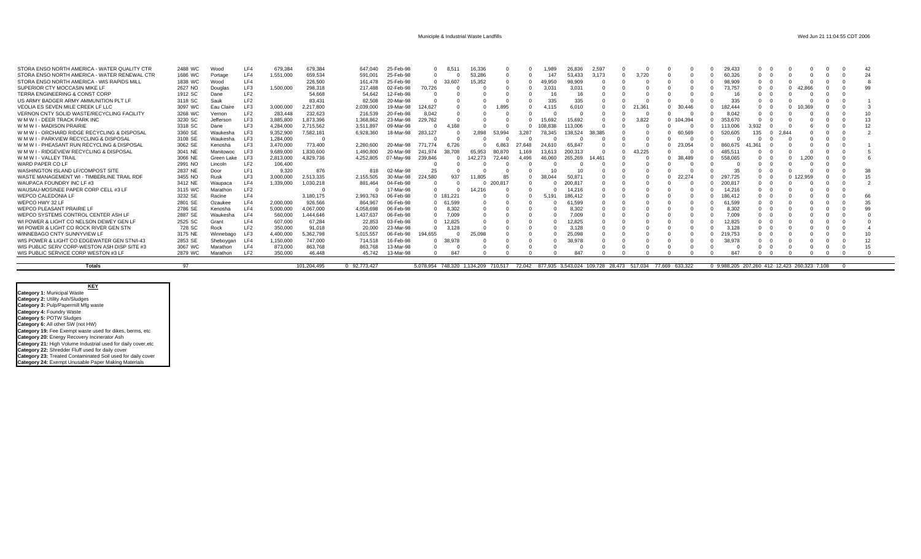| | | | | | | | | | | | | | | | | | | | | | | | | | | | | | |
|---|---|---|---|---|---|---|---|---|---|---|---|---|---|---|---|---|---|---|---|---|---|---|---|---|---|---|---|---|---|
| STORA ENSO NORTH AMERICA - WATER QUALITY CTR | 2488 WC | Wood | LF4 | 679,384 | 679,384 | | 647,040 | 25-Feb-98 | 0 | 8,511 | 16,336 | 0 | 0 | 1,989 | 26,836 | 2,597 | 0 | 0 | 0 | 0 | 0 | 29,433 | 0 | 0 | 0 | 0 | 0 | 0 | 42 |
| STORA ENSO NORTH AMERICA - WATER RENEWAL CTR | 1686 WC | Portage | LF4 | 1,551,000 | 659,534 | | 591,001 | 25-Feb-98 | 0 | 0 | 53,286 | 0 | 0 | 147 | 53,433 | 3,173 | 0 | 3,720 | 0 | 0 | 0 | 60,326 | 0 | 0 | 0 | 0 | 0 | 0 | 24 |
| STORA ENSO NORTH AMERICA - WIS RAPIDS MILL | 1838 WC | Wood | LF4 | | 226,500 | | 161,478 | 25-Feb-98 | 0 | 33,607 | 15,352 | 0 | 0 | 49,950 | 98,909 | 0 | 0 | 0 | 0 | 0 | 0 | 98,909 | 0 | 0 | 0 | 0 | 0 | 0 | 8 |
| SUPERIOR CTY MOCCASIN MIKE LF | 2627 NO | Douglas | LF3 | 1,500,000 | 298,318 | | 217,488 | 02-Feb-98 | 70,726 | 0 | 0 | 0 | 0 | 3,031 | 3,031 | 0 | 0 | 0 | 0 | 0 | 0 | 73,757 | 0 | 0 | 0 | 42,866 | 0 | 0 | 99 |
| TERRA ENGINEERING & CONST CORP | 1912 SC | Dane | LF2 | | 54,668 | | 54,642 | 12-Feb-98 | 0 | 0 | 0 | 0 | 0 | 16 | 16 | 0 | 0 | 0 | 0 | 0 | 0 | 16 | 0 | 0 | 0 | 0 | 0 | 0 | |
| US ARMY BADGER ARMY AMMUNITION PLT LF | 3118 SC | Sauk | LF2 | | 83,431 | | 82,508 | 20-Mar-98 | 0 | 0 | 0 | 0 | 0 | 335 | 335 | 0 | 0 | 0 | 0 | 0 | 0 | 335 | 0 | 0 | 0 | 0 | 0 | 0 | 1 |
| VEOLIA ES SEVEN MILE CREEK LF LLC | 3097 WC | Eau Claire | LF3 | 3,000,000 | 2,217,800 | | 2,039,000 | 19-Mar-98 | 124,627 | 0 | 0 | 1,895 | 0 | 4,115 | 6,010 | 0 | 0 | 21,361 | 0 | 30,446 | 0 | 182,444 | 0 | 0 | 0 | 10,369 | 0 | 0 | 3 |
| VERNON CNTY SOLID WASTE/RECYCLING FACILITY | 3268 WC | Vernon | LF2 | 283,448 | 232,623 | | 216,539 | 20-Feb-98 | 8,042 | 0 | 0 | 0 | 0 | 0 | 0 | 0 | 0 | 0 | 0 | 0 | 0 | 8,042 | 0 | 0 | 0 | 0 | 0 | 0 | 10 |
| W M W I - DEER TRACK PARK INC | 3230 SC | Jefferson | LF3 | 3,885,800 | 1,873,396 | | 1,368,862 | 23-Mar-98 | 229,762 | 0 | 0 | 0 | 0 | 15,692 | 15,692 | 0 | 0 | 3,822 | 0 | 104,394 | 0 | 353,670 | 0 | 0 | 0 | 0 | 0 | 0 | 13 |
| W M W I - MADISON PRAIRIE | 3318 SC | Dane | LF3 | 4,284,000 | 2,715,562 | | 3,511,897 | 09-Mar-98 | 0 | 4,168 | 0 | 0 | 0 | 108,838 | 113,006 | 0 | 0 | 0 | 0 | 0 | 0 | 113,006 | 3,932 | 0 | 0 | 6 | 0 | 0 | 12 |
| W M W I - ORCHARD RIDGE RECYCLING & DISPOSAL | 3360 SE | Waukesha | LF3 | 9,352,900 | 7,582,181 | | 6,928,360 | 18-Mar-98 | 283,127 | 0 | 2,898 | 53,994 | 3,287 | 78,345 | 138,524 | 38,385 | 0 | 0 | 0 | 60,569 | 0 | 520,605 | 135 | 0 | 2,844 | 0 | 0 | 0 | 2 |
| W M W I - PARKVIEW RECYCLING & DISPOSAL | 3108 SE | Waukesha | LF3 | 1,284,000 | 0 | | | | 0 | 0 | 0 | 0 | 0 | 0 | 0 | 0 | 0 | 0 | 0 | 0 | 0 | 0 | 0 | 0 | 0 | 0 | 0 | 0 | |
| W M W I - PHEASANT RUN RECYCLING & DISPOSAL | 3062 SE | Kenosha | LF3 | 3,470,000 | 773,400 | | 2,280,600 | 20-Mar-98 | 771,774 | 6,726 | 0 | 6,863 | 27,648 | 24,610 | 65,847 | 0 | 0 | 0 | 0 | 23,054 | 0 | 860,675 | 41,361 | 0 | 0 | 0 | 0 | 0 | 1 |
| W M W I - RIDGEVIEW RECYCLING & DISPOSAL | 3041 NE | Manitowoc | LF3 | 9,689,000 | 1,830,600 | | 1,490,800 | 20-Mar-98 | 241,974 | 38,708 | 65,953 | 80,870 | 1,169 | 13,613 | 200,313 | 0 | 0 | 43,225 | 0 | 0 | 0 | 485,511 | 0 | 0 | 0 | 0 | 0 | 0 | 5 |
| W M W I - VALLEY TRAIL | 3066 NE | Green Lake | LF3 | 2,813,000 | 4,829,736 | | 4,252,805 | 07-May-98 | 239,846 | 0 | 142,273 | 72,440 | 4,496 | 46,060 | 265,269 | 14,461 | 0 | 0 | 0 | 38,489 | 0 | 558,065 | 0 | 0 | 0 | 1,200 | 0 | 0 | 6 |
| WARD PAPER CO LF | 2991 NO | Lincoln | LF2 | 106,400 | | | | | 0 | 0 | 0 | 0 | 0 | 0 | 0 | 0 | 0 | 0 | 0 | 0 | 0 | 0 | 0 | 0 | 0 | 0 | 0 | 0 | |
| WASHINGTON ISLAND LF/COMPOST SITE | 2837 NE | Door | LF1 | 9,320 | 876 | | 818 | 02-Mar-98 | 25 | 0 | 0 | 0 | 0 | 10 | 10 | 0 | 0 | 0 | 0 | 0 | 0 | 35 | 0 | 0 | 0 | 0 | 0 | 0 | 38 |
| WASTE MANAGEMENT WI - TIMBERLINE TRAIL RDF | 3455 NO | Rusk | LF3 | 3,000,000 | 2,513,335 | | 2,155,505 | 30-Mar-98 | 224,580 | 937 | 11,805 | 85 | 0 | 38,044 | 50,871 | 0 | 0 | 0 | 0 | 22,274 | 0 | 297,725 | 0 | 0 | 0 | 122,959 | 0 | 0 | 15 |
| WAUPACA FOUNDRY INC LF #3 | 3412 NE | Waupaca | LF4 | 1,339,000 | 1,030,218 | | 881,464 | 04-Feb-98 | 0 | 0 | 0 | 200,817 | 0 | 0 | 200,817 | 0 | 0 | 0 | 0 | 0 | 0 | 200,817 | 0 | 0 | 0 | 0 | 0 | 0 | 2 |
| WAUSAU-MOSINEE PAPER CORP CELL #3 LF | 3115 WC | Marathon | LF2 | | 0 | | 0 | 17-Mar-98 | 0 | 0 | 14,216 | 0 | 0 | 0 | 14,216 | 0 | 0 | 0 | 0 | 0 | 0 | 14,216 | 0 | 0 | 0 | 0 | 0 | 0 | |
| WEPCO CALEDONIA LF | 3232 SE | Racine | LF4 | | 3,180,175 | | 2,993,763 | 06-Feb-98 | 0 | 181,221 | 0 | 0 | 0 | 5,191 | 186,412 | 0 | 0 | 0 | 0 | 0 | 0 | 186,412 | 0 | 0 | 0 | 0 | 0 | 0 | 66 |
| WEPCO HWY 32 LF | 2801 SE | Ozaukee | LF4 | 2,000,000 | 926,566 | | 864,967 | 06-Feb-98 | 0 | 61,599 | 0 | 0 | 0 | 0 | 61,599 | 0 | 0 | 0 | 0 | 0 | 0 | 61,599 | 0 | 0 | 0 | 0 | 0 | 0 | 35 |
| WEPCO PLEASANT PRAIRIE LF | 2786 SE | Kenosha | LF4 | 5,000,000 | 4,067,000 | | 4,058,698 | 06-Feb-98 | 0 | 8,302 | 0 | 0 | 0 | 0 | 8,302 | 0 | 0 | 0 | 0 | 0 | 0 | 8,302 | 0 | 0 | 0 | 0 | 0 | 0 | 99 |
| WEPCO SYSTEMS CONTROL CENTER ASH LF | 2887 SE | Waukesha | LF4 | 560,000 | 1,444,646 | | 1,437,637 | 06-Feb-98 | 0 | 7,009 | 0 | 0 | 0 | 0 | 7,009 | 0 | 0 | 0 | 0 | 0 | 0 | 7,009 | 0 | 0 | 0 | 0 | 0 | 0 | 0 |
| WI POWER & LIGHT CO NELSON DEWEY GEN LF | 2525 SC | Grant | LF4 | 607,000 | 67,284 | | 22,853 | 03-Feb-98 | 0 | 12,825 | 0 | 0 | 0 | 0 | 12,825 | 0 | 0 | 0 | 0 | 0 | 0 | 12,825 | 0 | 0 | 0 | 0 | 0 | 0 | 0 |
| WI POWER & LIGHT CO ROCK RIVER GEN STN | 728 SC | Rock | LF2 | 350,000 | 91,018 | | 20,000 | 23-Mar-98 | 0 | 3,128 | 0 | 0 | 0 | 0 | 3,128 | 0 | 0 | 0 | 0 | 0 | 0 | 3,128 | 0 | 0 | 0 | 0 | 0 | 0 | 4 |
| WINNEBAGO CNTY SUNNYVIEW LF | 3175 NE | Winnebago | LF3 | 4,400,000 | 5,362,798 | | 5,015,557 | 06-Feb-98 | 194,655 | 0 | 25,098 | 0 | 0 | 0 | 25,098 | 0 | 0 | 0 | 0 | 0 | 0 | 219,753 | 0 | 0 | 0 | 0 | 0 | 0 | 10 |
| WIS POWER & LIGHT CO EDGEWATER GEN STN/I-43 | 2853 SE | Sheboygan | LF4 | 1,150,000 | 747,000 | | 714,518 | 16-Feb-98 | 0 | 38,978 | 0 | 0 | 0 | 0 | 38,978 | 0 | 0 | 0 | 0 | 0 | 0 | 38,978 | 0 | 0 | 0 | 0 | 0 | 0 | 12 |
| WIS PUBLIC SERV CORP-WESTON ASH DISP SITE #3 | 3067 WC | Marathon | LF4 | 873,000 | 863,768 | | 863,768 | 13-Mar-98 | 0 | 0 | 0 | 0 | 0 | 0 | 0 | 0 | 0 | 0 | 0 | 0 | 0 | 0 | 0 | 0 | 0 | 0 | 0 | 0 | 15 |
| WIS PUBLIC SERVICE CORP WESTON #3 LF | 2879 WC | Marathon | LF2 | 350,000 | 46,448 | | 45,742 | 13-Mar-98 | 0 | 847 | 0 | 0 | 0 | 0 | 847 | 0 | 0 | 0 | 0 | 0 | 0 | 847 | 0 | 0 | 0 | 0 | 0 | 0 | 0 |
| **Totals** | 97 | | | | 101,204,495 | 0 | 92,773,427 | | 5,078,954 | 748,320 | 1,134,209 | 710,517 | 72,042 | 877,935 | 3,543,024 | 109,728 | 28,473 | 517,034 | 77,669 | 633,322 | 0 | 9,988,205 | 207,260 | 412 | 12,423 | 260,323 | 7,106 | 0 | |

**KEY**

- **Category 1:** Municipal Waste
- **Category 2:** Utility Ash/Sludges
- **Category 3:** Pulp/Papermill Mfg waste
- **Category 4:** Foundry Waste
- **Category 5:** POTW Sludges
- **Category 6:** All other SW (not HW)
- **Category 19:** Fee Exempt waste used for dikes, berms, etc
- **Category 20:** Energy Recovery Incinerator Ash
- **Category 21:** High Volume Industrial used for daily cover,etc
- **Category 22:** Shredder Fluff used for daily cover
- **Category 23:** Treated Contaminated Soil used for daily cover
- **Category 24:** Exempt Unusable Paper Making Materials